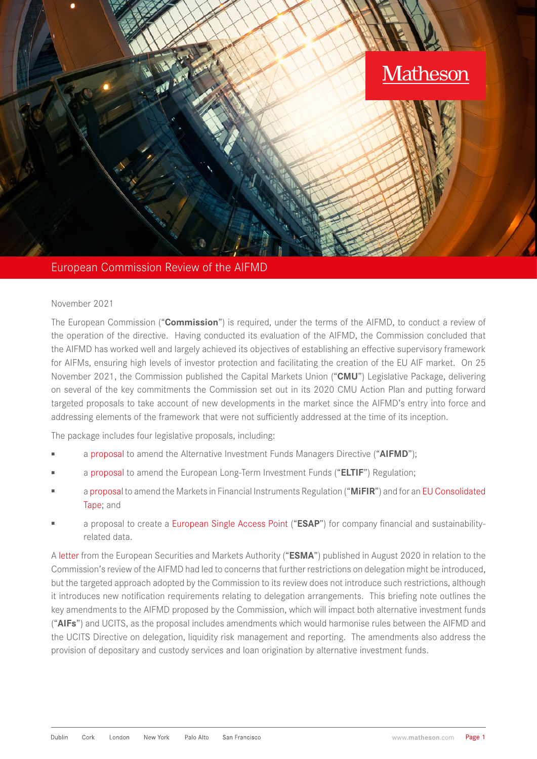# European Commission Review of the AIFMD

November 2021

The European Commission ("**Commission**") is required, under the terms of the AIFMD, to conduct a review of the operation of the directive. Having conducted its evaluation of the AIFMD, the Commission concluded that the AIFMD has worked well and largely achieved its objectives of establishing an effective supervisory framework for AIFMs, ensuring high levels of investor protection and facilitating the creation of the EU AIF market. On 25 November 2021, the Commission published the Capital Markets Union ("**CMU**") Legislative Package, delivering on several of the key commitments the Commission set out in its 2020 CMU Action Plan and putting forward targeted proposals to take account of new developments in the market since the AIFMD's entry into force and addressing elements of the framework that were not sufficiently addressed at the time of its inception.

The package includes four legislative proposals, including:

- a proposal to amend the Alternative Investment Funds Managers Directive ("**AIFMD**");
- a proposal to amend the European Long-Term Investment Funds ("**ELTIF**") Regulation;
- a proposal to amend the Markets in Financial Instruments Regulation ("**MiFIR**") and for an EU Consolidated Tape; and
- a proposal to create a European Single Access Point ("**ESAP**") for company financial and sustainability-related data.

A letter from the European Securities and Markets Authority ("**ESMA**") published in August 2020 in relation to the Commission's review of the AIFMD had led to concerns that further restrictions on delegation might be introduced, but the targeted approach adopted by the Commission to its review does not introduce such restrictions, although it introduces new notification requirements relating to delegation arrangements. This briefing note outlines the key amendments to the AIFMD proposed by the Commission, which will impact both alternative investment funds ("**AIFs**") and UCITS, as the proposal includes amendments which would harmonise rules between the AIFMD and the UCITS Directive on delegation, liquidity risk management and reporting. The amendments also address the provision of depositary and custody services and loan origination by alternative investment funds.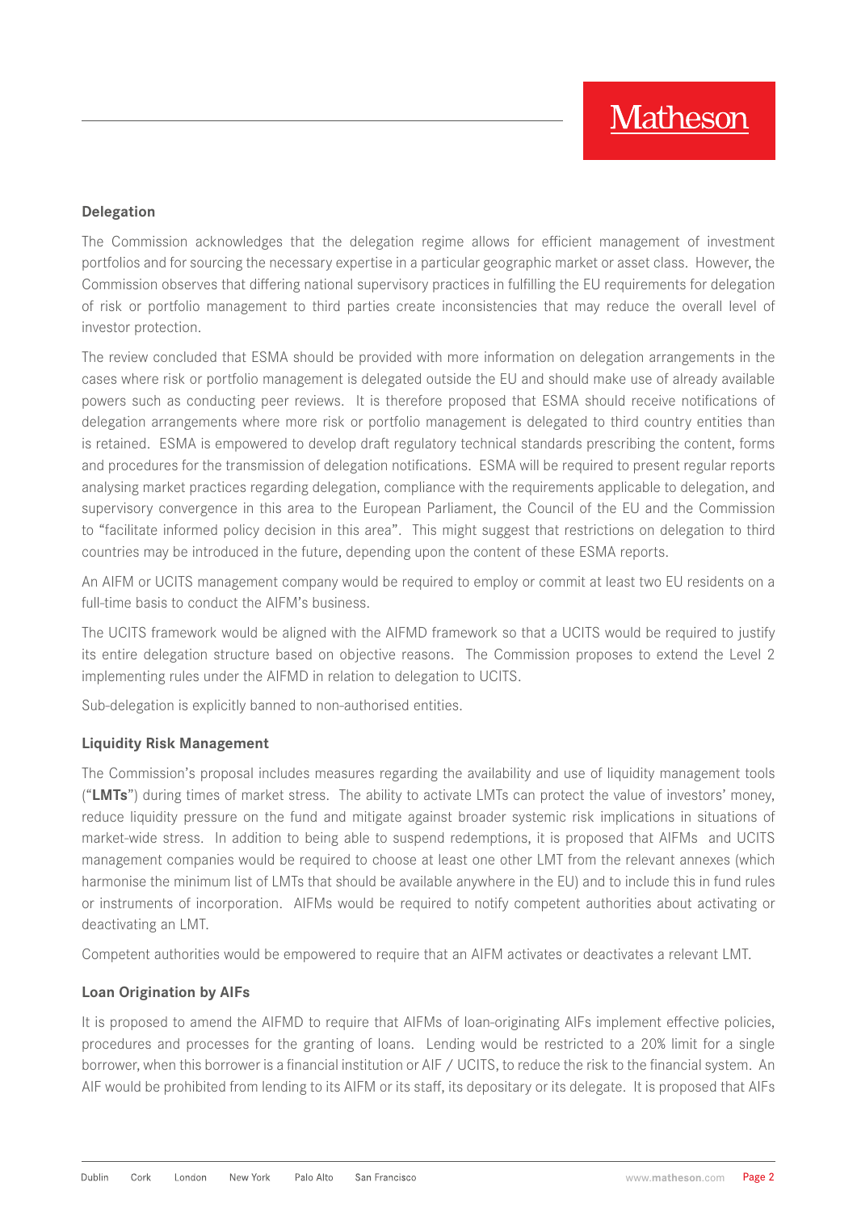**Delegation**

The Commission acknowledges that the delegation regime allows for efficient management of investment portfolios and for sourcing the necessary expertise in a particular geographic market or asset class. However, the Commission observes that differing national supervisory practices in fulfilling the EU requirements for delegation of risk or portfolio management to third parties create inconsistencies that may reduce the overall level of investor protection.

The review concluded that ESMA should be provided with more information on delegation arrangements in the cases where risk or portfolio management is delegated outside the EU and should make use of already available powers such as conducting peer reviews. It is therefore proposed that ESMA should receive notifications of delegation arrangements where more risk or portfolio management is delegated to third country entities than is retained. ESMA is empowered to develop draft regulatory technical standards prescribing the content, forms and procedures for the transmission of delegation notifications. ESMA will be required to present regular reports analysing market practices regarding delegation, compliance with the requirements applicable to delegation, and supervisory convergence in this area to the European Parliament, the Council of the EU and the Commission to "facilitate informed policy decision in this area". This might suggest that restrictions on delegation to third countries may be introduced in the future, depending upon the content of these ESMA reports.

An AIFM or UCITS management company would be required to employ or commit at least two EU residents on a full-time basis to conduct the AIFM's business.

The UCITS framework would be aligned with the AIFMD framework so that a UCITS would be required to justify its entire delegation structure based on objective reasons. The Commission proposes to extend the Level 2 implementing rules under the AIFMD in relation to delegation to UCITS.

Sub-delegation is explicitly banned to non-authorised entities.

**Liquidity Risk Management**

The Commission's proposal includes measures regarding the availability and use of liquidity management tools ("**LMTs**") during times of market stress. The ability to activate LMTs can protect the value of investors' money, reduce liquidity pressure on the fund and mitigate against broader systemic risk implications in situations of market-wide stress. In addition to being able to suspend redemptions, it is proposed that AIFMs and UCITS management companies would be required to choose at least one other LMT from the relevant annexes (which harmonise the minimum list of LMTs that should be available anywhere in the EU) and to include this in fund rules or instruments of incorporation. AIFMs would be required to notify competent authorities about activating or deactivating an LMT.

Competent authorities would be empowered to require that an AIFM activates or deactivates a relevant LMT.

**Loan Origination by AIFs**

It is proposed to amend the AIFMD to require that AIFMs of loan-originating AIFs implement effective policies, procedures and processes for the granting of loans. Lending would be restricted to a 20% limit for a single borrower, when this borrower is a financial institution or AIF / UCITS, to reduce the risk to the financial system. An AIF would be prohibited from lending to its AIFM or its staff, its depositary or its delegate. It is proposed that AIFs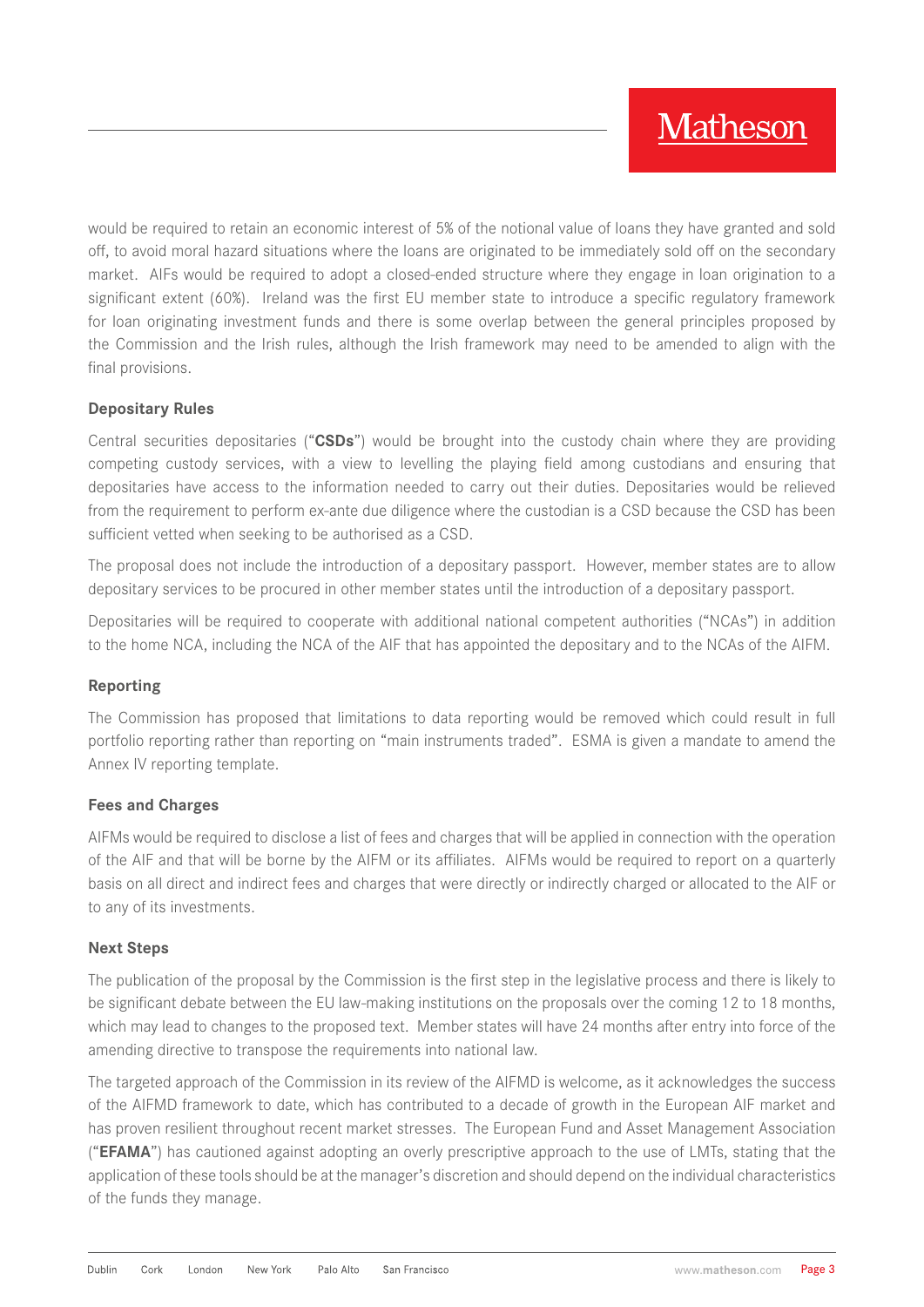would be required to retain an economic interest of 5% of the notional value of loans they have granted and sold off, to avoid moral hazard situations where the loans are originated to be immediately sold off on the secondary market. AIFs would be required to adopt a closed-ended structure where they engage in loan origination to a significant extent (60%). Ireland was the first EU member state to introduce a specific regulatory framework for loan originating investment funds and there is some overlap between the general principles proposed by the Commission and the Irish rules, although the Irish framework may need to be amended to align with the final provisions.

### Depositary Rules

Central securities depositaries ("**CSDs**") would be brought into the custody chain where they are providing competing custody services, with a view to levelling the playing field among custodians and ensuring that depositaries have access to the information needed to carry out their duties. Depositaries would be relieved from the requirement to perform ex-ante due diligence where the custodian is a CSD because the CSD has been sufficient vetted when seeking to be authorised as a CSD.

The proposal does not include the introduction of a depositary passport. However, member states are to allow depositary services to be procured in other member states until the introduction of a depositary passport.

Depositaries will be required to cooperate with additional national competent authorities ("NCAs") in addition to the home NCA, including the NCA of the AIF that has appointed the depositary and to the NCAs of the AIFM.

### Reporting

The Commission has proposed that limitations to data reporting would be removed which could result in full portfolio reporting rather than reporting on "main instruments traded". ESMA is given a mandate to amend the Annex IV reporting template.

### Fees and Charges

AIFMs would be required to disclose a list of fees and charges that will be applied in connection with the operation of the AIF and that will be borne by the AIFM or its affiliates. AIFMs would be required to report on a quarterly basis on all direct and indirect fees and charges that were directly or indirectly charged or allocated to the AIF or to any of its investments.

### Next Steps

The publication of the proposal by the Commission is the first step in the legislative process and there is likely to be significant debate between the EU law-making institutions on the proposals over the coming 12 to 18 months, which may lead to changes to the proposed text. Member states will have 24 months after entry into force of the amending directive to transpose the requirements into national law.

The targeted approach of the Commission in its review of the AIFMD is welcome, as it acknowledges the success of the AIFMD framework to date, which has contributed to a decade of growth in the European AIF market and has proven resilient throughout recent market stresses. The European Fund and Asset Management Association ("**EFAMA**") has cautioned against adopting an overly prescriptive approach to the use of LMTs, stating that the application of these tools should be at the manager's discretion and should depend on the individual characteristics of the funds they manage.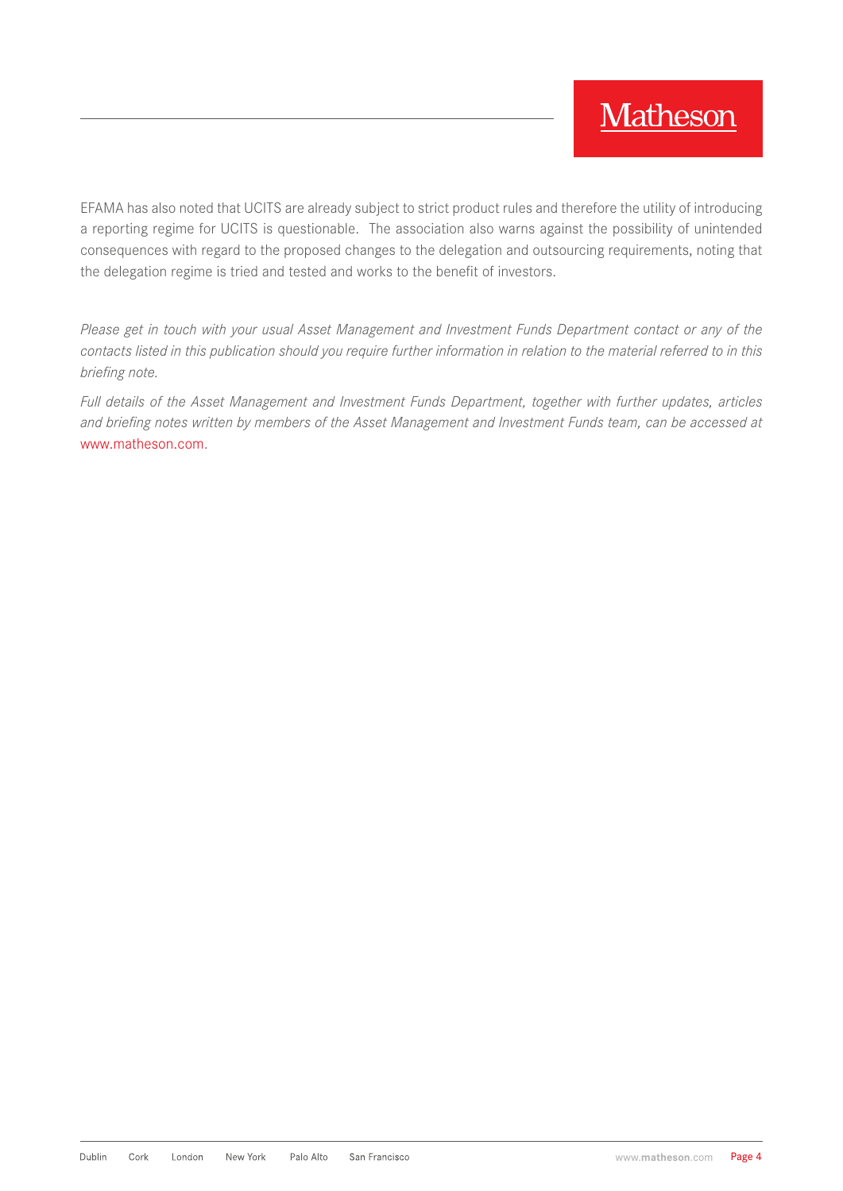EFAMA has also noted that UCITS are already subject to strict product rules and therefore the utility of introducing a reporting regime for UCITS is questionable. The association also warns against the possibility of unintended consequences with regard to the proposed changes to the delegation and outsourcing requirements, noting that the delegation regime is tried and tested and works to the benefit of investors.

*Please get in touch with your usual Asset Management and Investment Funds Department contact or any of the contacts listed in this publication should you require further information in relation to the material referred to in this briefing note.*

*Full details of the Asset Management and Investment Funds Department, together with further updates, articles and briefing notes written by members of the Asset Management and Investment Funds team, can be accessed at* www.matheson.com.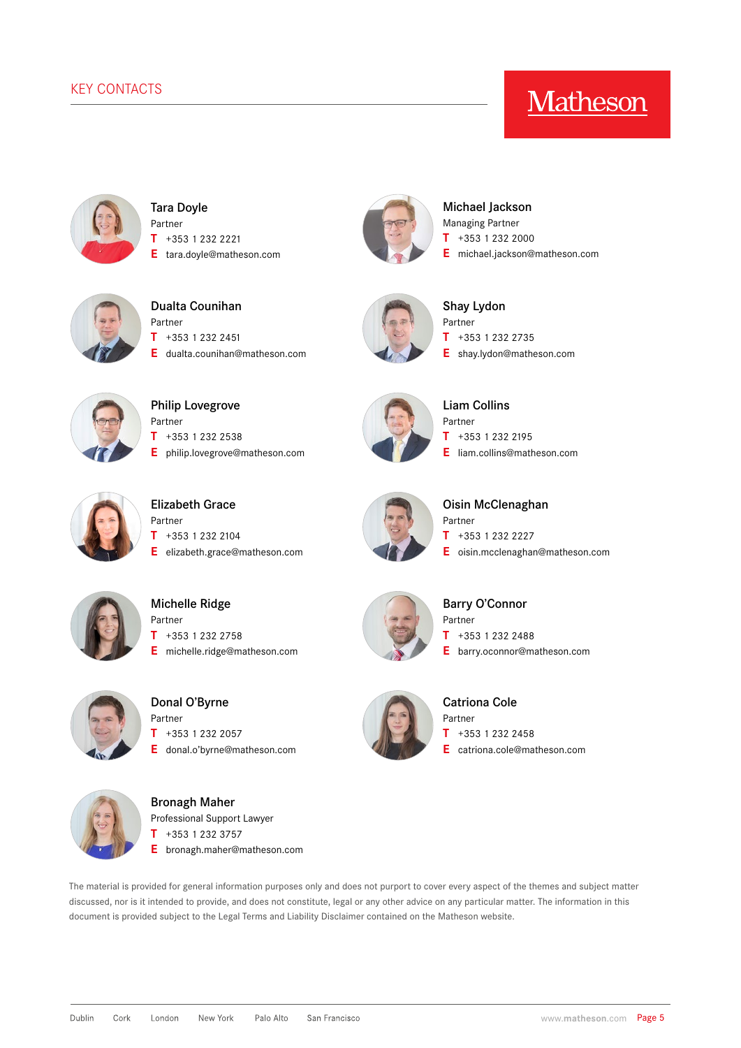## KEY CONTACTS

Matheson

**Tara Doyle**
Partner
T +353 1 232 2221
E tara.doyle@matheson.com

**Michael Jackson**
Managing Partner
T +353 1 232 2000
E michael.jackson@matheson.com

**Dualta Counihan**
Partner
T +353 1 232 2451
E dualta.counihan@matheson.com

**Shay Lydon**
Partner
T +353 1 232 2735
E shay.lydon@matheson.com

**Philip Lovegrove**
Partner
T +353 1 232 2538
E philip.lovegrove@matheson.com

**Liam Collins**
Partner
T +353 1 232 2195
E liam.collins@matheson.com

**Elizabeth Grace**
Partner
T +353 1 232 2104
E elizabeth.grace@matheson.com

**Oisin McClenaghan**
Partner
T +353 1 232 2227
E oisin.mcclenaghan@matheson.com

**Michelle Ridge**
Partner
T +353 1 232 2758
E michelle.ridge@matheson.com

**Barry O'Connor**
Partner
T +353 1 232 2488
E barry.oconnor@matheson.com

**Donal O'Byrne**
Partner
T +353 1 232 2057
E donal.o'byrne@matheson.com

**Catriona Cole**
Partner
T +353 1 232 2458
E catriona.cole@matheson.com

**Bronagh Maher**
Professional Support Lawyer
T +353 1 232 3757
E bronagh.maher@matheson.com

The material is provided for general information purposes only and does not purport to cover every aspect of the themes and subject matter discussed, nor is it intended to provide, and does not constitute, legal or any other advice on any particular matter. The information in this document is provided subject to the Legal Terms and Liability Disclaimer contained on the Matheson website.

Dublin Cork London New York Palo Alto San Francisco www.matheson.com